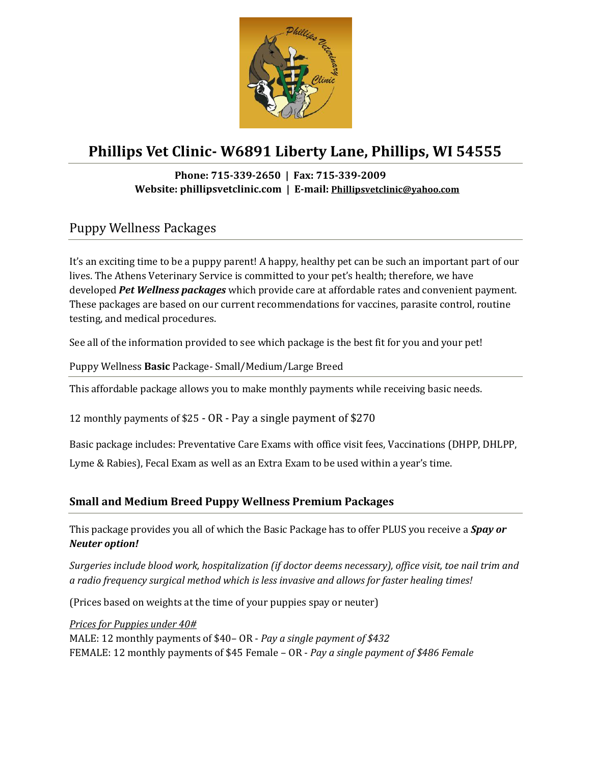# Phillips Vet Clinic- W6891 Liberty Lane, Phillips, WI 54555

**Phone: 715-339-2650 | Fax: 715-339-2009**
**Website: phillipsvetclinic.com | E-mail: Phillipsvetclinic@yahoo.com**

## Puppy Wellness Packages

It's an exciting time to be a puppy parent! A happy, healthy pet can be such an important part of our lives. The Athens Veterinary Service is committed to your pet's health; therefore, we have developed ***Pet Wellness packages*** which provide care at affordable rates and convenient payment. These packages are based on our current recommendations for vaccines, parasite control, routine testing, and medical procedures.

See all of the information provided to see which package is the best fit for you and your pet!

### Puppy Wellness **Basic** Package- Small/Medium/Large Breed

This affordable package allows you to make monthly payments while receiving basic needs.

12 monthly payments of $25 - OR - Pay a single payment of $270

Basic package includes: Preventative Care Exams with office visit fees, Vaccinations (DHPP, DHLPP, Lyme & Rabies), Fecal Exam as well as an Extra Exam to be used within a year's time.

### Small and Medium Breed Puppy Wellness Premium Packages

This package provides you all of which the Basic Package has to offer PLUS you receive a ***Spay or Neuter option!***

*Surgeries include blood work, hospitalization (if doctor deems necessary), office visit, toe nail trim and a radio frequency surgical method which is less invasive and allows for faster healing times!*

(Prices based on weights at the time of your puppies spay or neuter)

*Prices for Puppies under 40#*
MALE: 12 monthly payments of $40– OR - *Pay a single payment of $432*
FEMALE: 12 monthly payments of $45 Female – OR - *Pay a single payment of $486 Female*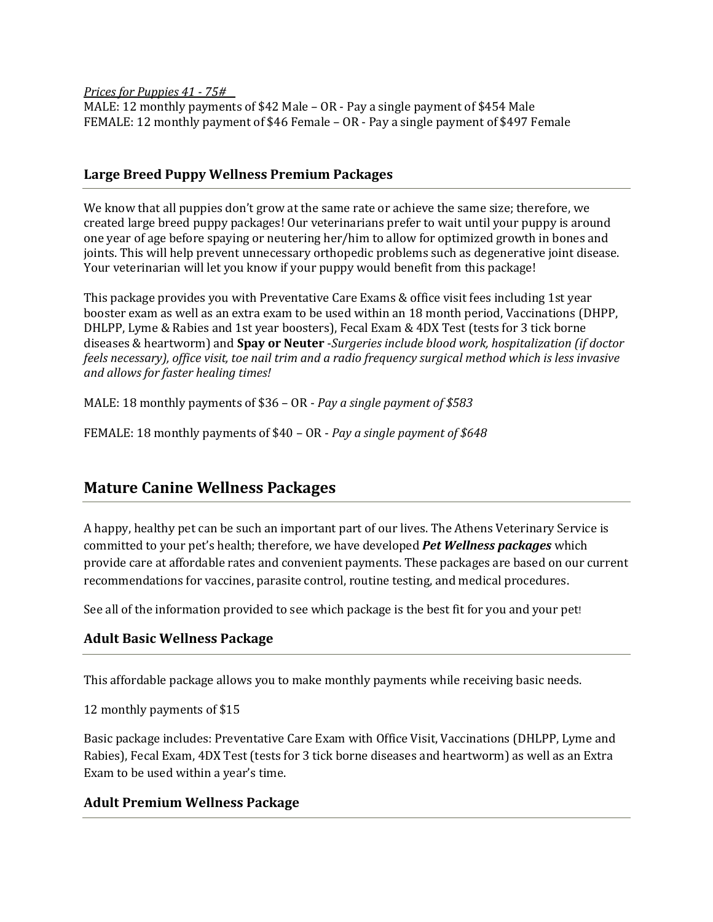*Prices for Puppies 41 - 75#*

MALE: 12 monthly payments of $42 Male – OR - Pay a single payment of $454 Male
FEMALE: 12 monthly payment of $46 Female – OR - Pay a single payment of $497 Female

### Large Breed Puppy Wellness Premium Packages

We know that all puppies don't grow at the same rate or achieve the same size; therefore, we created large breed puppy packages! Our veterinarians prefer to wait until your puppy is around one year of age before spaying or neutering her/him to allow for optimized growth in bones and joints. This will help prevent unnecessary orthopedic problems such as degenerative joint disease. Your veterinarian will let you know if your puppy would benefit from this package!

This package provides you with Preventative Care Exams & office visit fees including 1st year booster exam as well as an extra exam to be used within an 18 month period, Vaccinations (DHPP, DHLPP, Lyme & Rabies and 1st year boosters), Fecal Exam & 4DX Test (tests for 3 tick borne diseases & heartworm) and **Spay or Neuter** -*Surgeries include blood work, hospitalization (if doctor feels necessary), office visit, toe nail trim and a radio frequency surgical method which is less invasive and allows for faster healing times!*

MALE: 18 monthly payments of $36 – OR - *Pay a single payment of $583*

FEMALE: 18 monthly payments of $40 – OR - *Pay a single payment of $648*

## Mature Canine Wellness Packages

A happy, healthy pet can be such an important part of our lives. The Athens Veterinary Service is committed to your pet's health; therefore, we have developed ***Pet Wellness packages*** which provide care at affordable rates and convenient payments. These packages are based on our current recommendations for vaccines, parasite control, routine testing, and medical procedures.

See all of the information provided to see which package is the best fit for you and your pet!

### Adult Basic Wellness Package

This affordable package allows you to make monthly payments while receiving basic needs.

12 monthly payments of $15

Basic package includes: Preventative Care Exam with Office Visit, Vaccinations (DHLPP, Lyme and Rabies), Fecal Exam, 4DX Test (tests for 3 tick borne diseases and heartworm) as well as an Extra Exam to be used within a year's time.

### Adult Premium Wellness Package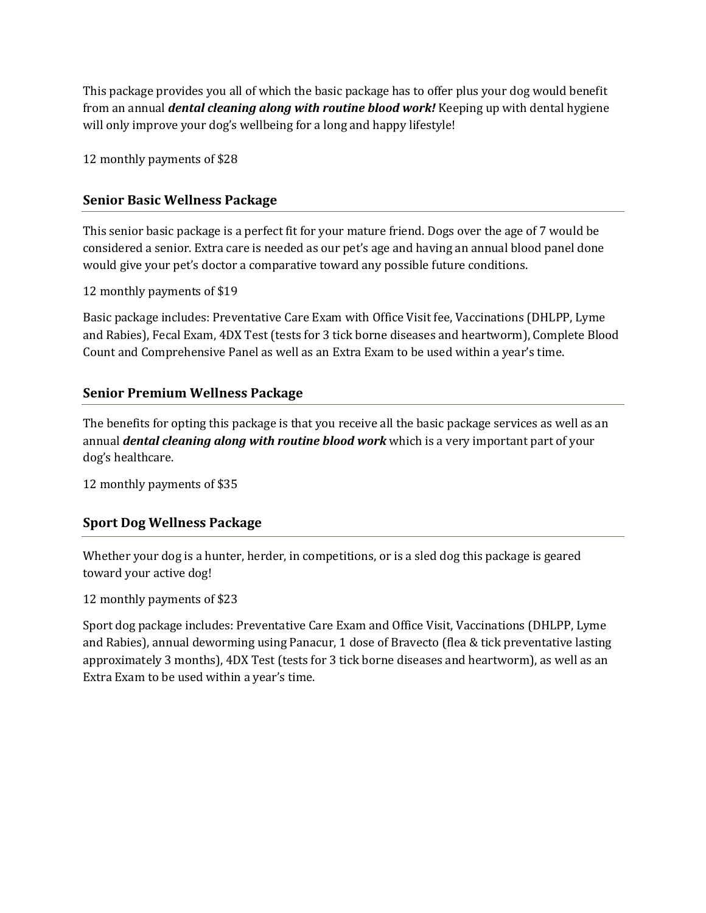This package provides you all of which the basic package has to offer plus your dog would benefit from an annual ***dental cleaning along with routine blood work!*** Keeping up with dental hygiene will only improve your dog's wellbeing for a long and happy lifestyle!

12 monthly payments of $28

### Senior Basic Wellness Package

This senior basic package is a perfect fit for your mature friend. Dogs over the age of 7 would be considered a senior. Extra care is needed as our pet's age and having an annual blood panel done would give your pet's doctor a comparative toward any possible future conditions.

12 monthly payments of $19

Basic package includes: Preventative Care Exam with Office Visit fee, Vaccinations (DHLPP, Lyme and Rabies), Fecal Exam, 4DX Test (tests for 3 tick borne diseases and heartworm), Complete Blood Count and Comprehensive Panel as well as an Extra Exam to be used within a year's time.

### Senior Premium Wellness Package

The benefits for opting this package is that you receive all the basic package services as well as an annual ***dental cleaning along with routine blood work*** which is a very important part of your dog's healthcare.

12 monthly payments of $35

### Sport Dog Wellness Package

Whether your dog is a hunter, herder, in competitions, or is a sled dog this package is geared toward your active dog!

12 monthly payments of $23

Sport dog package includes: Preventative Care Exam and Office Visit, Vaccinations (DHLPP, Lyme and Rabies), annual deworming using Panacur, 1 dose of Bravecto (flea & tick preventative lasting approximately 3 months), 4DX Test (tests for 3 tick borne diseases and heartworm), as well as an Extra Exam to be used within a year's time.